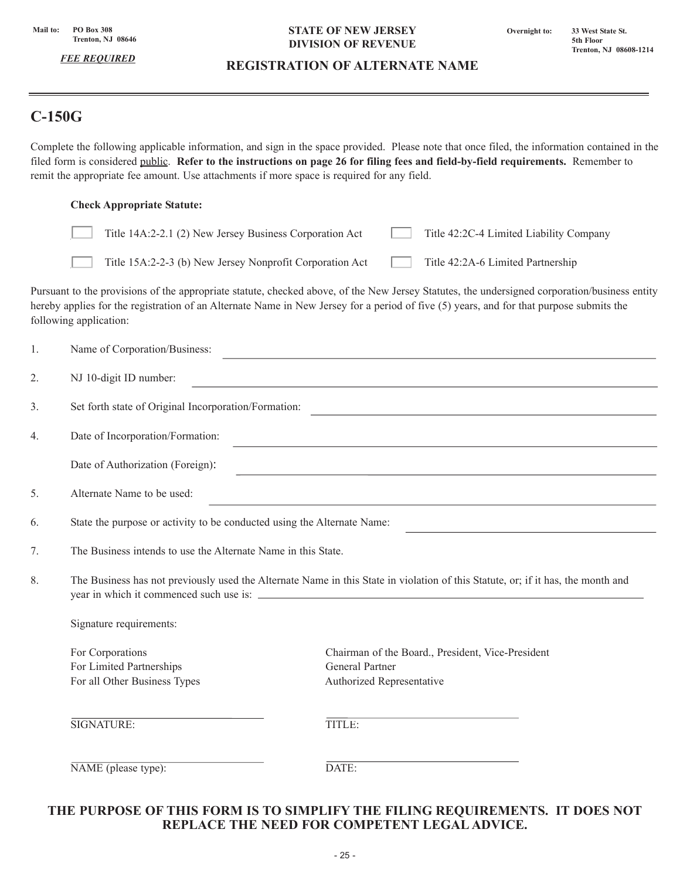Mail to: PO Box 308
Trenton, NJ 08646

***FEE REQUIRED***

**STATE OF NEW JERSEY**
**DIVISION OF REVENUE**

Overnight to: 33 West State St.
5th Floor
Trenton, NJ 08608-1214

## REGISTRATION OF ALTERNATE NAME

# C-150G

Complete the following applicable information, and sign in the space provided. Please note that once filed, the information contained in the filed form is considered public. **Refer to the instructions on page 26 for filing fees and field-by-field requirements.** Remember to remit the appropriate fee amount. Use attachments if more space is required for any field.

**Check Appropriate Statute:**

- [ ] Title 14A:2-2.1 (2) New Jersey Business Corporation Act
- [ ] Title 42:2C-4 Limited Liability Company
- [ ] Title 15A:2-2-3 (b) New Jersey Nonprofit Corporation Act
- [ ] Title 42:2A-6 Limited Partnership

Pursuant to the provisions of the appropriate statute, checked above, of the New Jersey Statutes, the undersigned corporation/business entity hereby applies for the registration of an Alternate Name in New Jersey for a period of five (5) years, and for that purpose submits the following application:

1. Name of Corporation/Business: ______________________________

2. NJ 10-digit ID number: ______________________________

3. Set forth state of Original Incorporation/Formation: ______________________________

4. Date of Incorporation/Formation: ______________________________

   Date of Authorization (Foreign): ______________________________

5. Alternate Name to be used: ______________________________

6. State the purpose or activity to be conducted using the Alternate Name: ______________________________

7. The Business intends to use the Alternate Name in this State.

8. The Business has not previously used the Alternate Name in this State in violation of this Statute, or; if it has, the month and year in which it commenced such use is: ______________________________

Signature requirements:

| | |
|---|---|
| For Corporations | Chairman of the Board., President, Vice-President |
| For Limited Partnerships | General Partner |
| For all Other Business Types | Authorized Representative |

______________________________ ______________________________
SIGNATURE: TITLE:

______________________________ ______________________________
NAME (please type): DATE:

**THE PURPOSE OF THIS FORM IS TO SIMPLIFY THE FILING REQUIREMENTS. IT DOES NOT REPLACE THE NEED FOR COMPETENT LEGAL ADVICE.**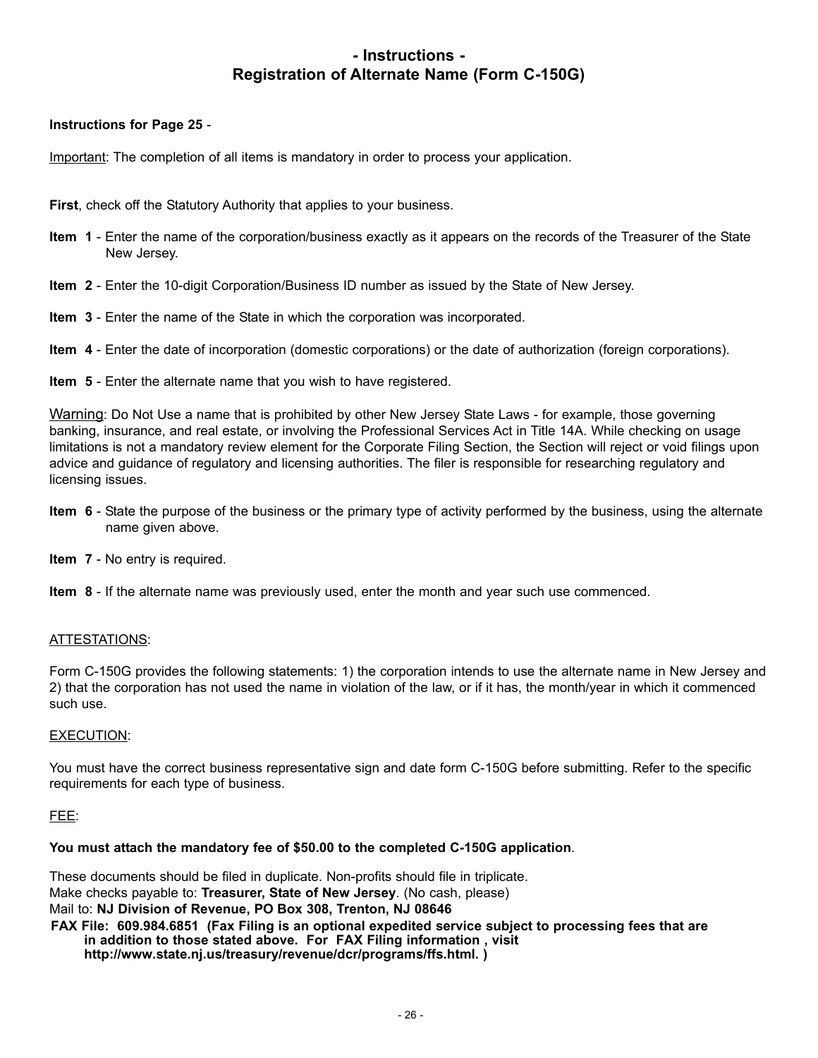## - Instructions -
## Registration of Alternate Name (Form C-150G)

**Instructions for Page 25** -

Important: The completion of all items is mandatory in order to process your application.

**First**, check off the Statutory Authority that applies to your business.

**Item 1** - Enter the name of the corporation/business exactly as it appears on the records of the Treasurer of the State New Jersey.

**Item 2** - Enter the 10-digit Corporation/Business ID number as issued by the State of New Jersey.

**Item 3** - Enter the name of the State in which the corporation was incorporated.

**Item 4** - Enter the date of incorporation (domestic corporations) or the date of authorization (foreign corporations).

**Item 5** - Enter the alternate name that you wish to have registered.

Warning: Do Not Use a name that is prohibited by other New Jersey State Laws - for example, those governing banking, insurance, and real estate, or involving the Professional Services Act in Title 14A. While checking on usage limitations is not a mandatory review element for the Corporate Filing Section, the Section will reject or void filings upon advice and guidance of regulatory and licensing authorities. The filer is responsible for researching regulatory and licensing issues.

**Item 6** - State the purpose of the business or the primary type of activity performed by the business, using the alternate name given above.

**Item 7** - No entry is required.

**Item 8** - If the alternate name was previously used, enter the month and year such use commenced.

ATTESTATIONS:

Form C-150G provides the following statements: 1) the corporation intends to use the alternate name in New Jersey and 2) that the corporation has not used the name in violation of the law, or if it has, the month/year in which it commenced such use.

EXECUTION:

You must have the correct business representative sign and date form C-150G before submitting. Refer to the specific requirements for each type of business.

FEE:

**You must attach the mandatory fee of $50.00 to the completed C-150G application**.

These documents should be filed in duplicate. Non-profits should file in triplicate.
Make checks payable to: **Treasurer, State of New Jersey**. (No cash, please)
Mail to: **NJ Division of Revenue, PO Box 308, Trenton, NJ 08646**
**FAX File: 609.984.6851 (Fax Filing is an optional expedited service subject to processing fees that are in addition to those stated above. For FAX Filing information , visit http://www.state.nj.us/treasury/revenue/dcr/programs/ffs.html. )**